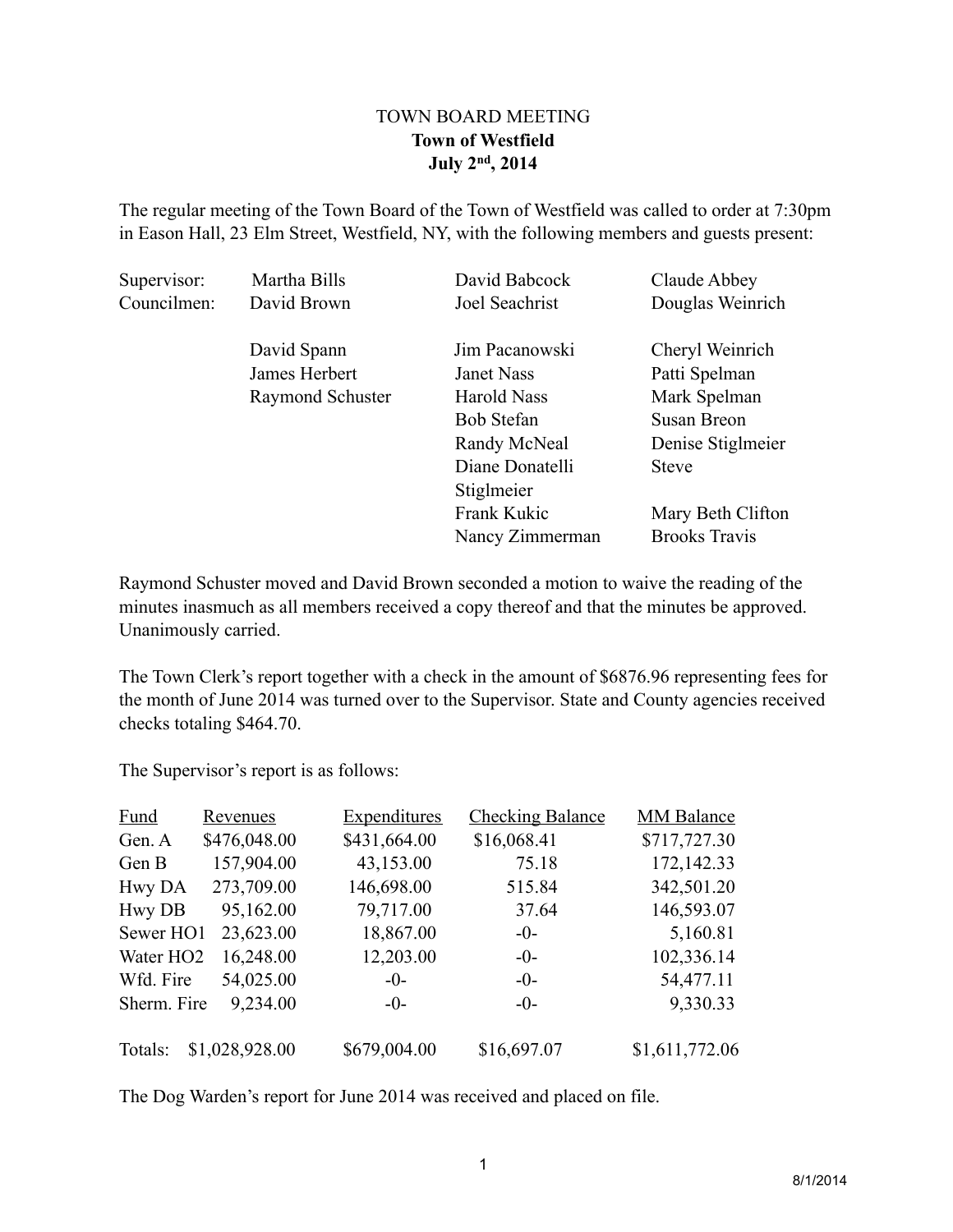TOWN BOARD MEETING
**Town of Westfield**
**July 2nd, 2014**

The regular meeting of the Town Board of the Town of Westfield was called to order at 7:30pm in Eason Hall, 23 Elm Street, Westfield, NY, with the following members and guests present:

| | | | |
|---|---|---|---|
| Supervisor: | Martha Bills | David Babcock | Claude Abbey |
| Councilmen: | David Brown | Joel Seachrist | Douglas Weinrich |
| | David Spann | Jim Pacanowski | Cheryl Weinrich |
| | James Herbert | Janet Nass | Patti Spelman |
| | Raymond Schuster | Harold Nass | Mark Spelman |
| | | Bob Stefan | Susan Breon |
| | | Randy McNeal | Denise Stiglmeier |
| | | Diane Donatelli | Steve Stiglmeier |
| | | Frank Kukic | Mary Beth Clifton |
| | | Nancy Zimmerman | Brooks Travis |

Raymond Schuster moved and David Brown seconded a motion to waive the reading of the minutes inasmuch as all members received a copy thereof and that the minutes be approved. Unanimously carried.

The Town Clerk's report together with a check in the amount of $6876.96 representing fees for the month of June 2014 was turned over to the Supervisor. State and County agencies received checks totaling $464.70.

The Supervisor's report is as follows:

| Fund | Revenues | Expenditures | Checking Balance | MM Balance |
|---|---|---|---|---|
| Gen. A | $476,048.00 | $431,664.00 | $16,068.41 | $717,727.30 |
| Gen B | 157,904.00 | 43,153.00 | 75.18 | 172,142.33 |
| Hwy DA | 273,709.00 | 146,698.00 | 515.84 | 342,501.20 |
| Hwy DB | 95,162.00 | 79,717.00 | 37.64 | 146,593.07 |
| Sewer HO1 | 23,623.00 | 18,867.00 | -0- | 5,160.81 |
| Water HO2 | 16,248.00 | 12,203.00 | -0- | 102,336.14 |
| Wfd. Fire | 54,025.00 | -0- | -0- | 54,477.11 |
| Sherm. Fire | 9,234.00 | -0- | -0- | 9,330.33 |
| Totals: | $1,028,928.00 | $679,004.00 | $16,697.07 | $1,611,772.06 |

The Dog Warden's report for June 2014 was received and placed on file.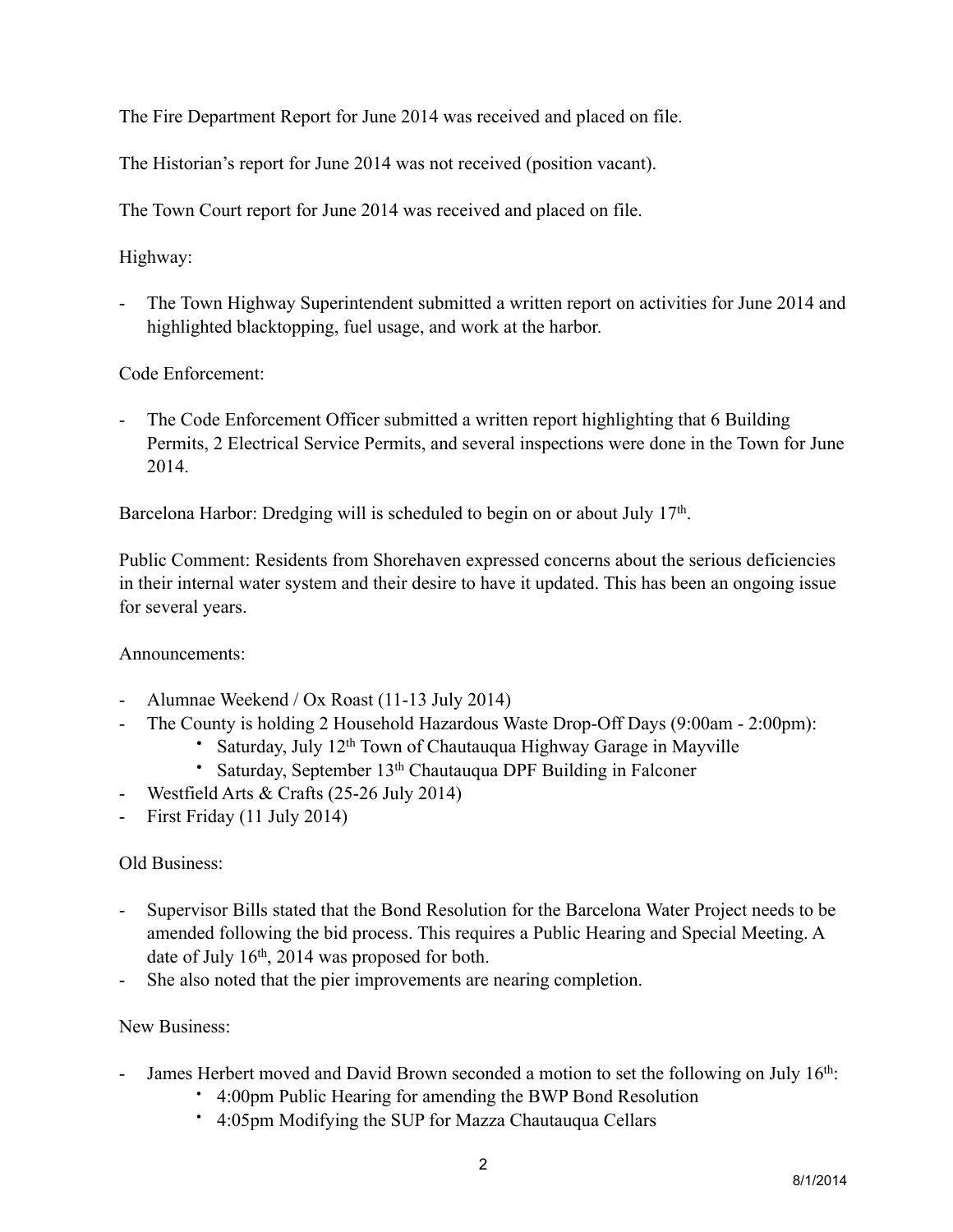The Fire Department Report for June 2014 was received and placed on file.

The Historian's report for June 2014 was not received (position vacant).

The Town Court report for June 2014 was received and placed on file.

Highway:

- The Town Highway Superintendent submitted a written report on activities for June 2014 and highlighted blacktopping, fuel usage, and work at the harbor.

Code Enforcement:

- The Code Enforcement Officer submitted a written report highlighting that 6 Building Permits, 2 Electrical Service Permits, and several inspections were done in the Town for June 2014.

Barcelona Harbor: Dredging will is scheduled to begin on or about July 17th.

Public Comment: Residents from Shorehaven expressed concerns about the serious deficiencies in their internal water system and their desire to have it updated. This has been an ongoing issue for several years.

Announcements:

- Alumnae Weekend / Ox Roast (11-13 July 2014)
- The County is holding 2 Household Hazardous Waste Drop-Off Days (9:00am - 2:00pm):
    - Saturday, July 12th Town of Chautauqua Highway Garage in Mayville
    - Saturday, September 13th Chautauqua DPF Building in Falconer
- Westfield Arts & Crafts (25-26 July 2014)
- First Friday (11 July 2014)

Old Business:

- Supervisor Bills stated that the Bond Resolution for the Barcelona Water Project needs to be amended following the bid process. This requires a Public Hearing and Special Meeting. A date of July 16th, 2014 was proposed for both.
- She also noted that the pier improvements are nearing completion.

New Business:

- James Herbert moved and David Brown seconded a motion to set the following on July 16th:
    - 4:00pm Public Hearing for amending the BWP Bond Resolution
    - 4:05pm Modifying the SUP for Mazza Chautauqua Cellars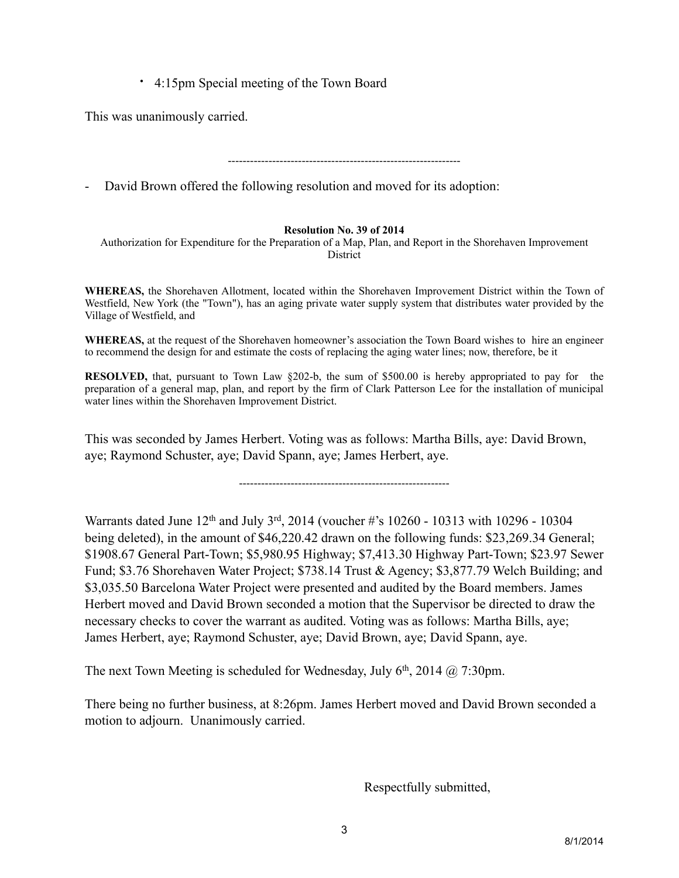- 4:15pm Special meeting of the Town Board

This was unanimously carried.

---------------------------------------------------------------

- David Brown offered the following resolution and moved for its adoption:

**Resolution No. 39 of 2014**

Authorization for Expenditure for the Preparation of a Map, Plan, and Report in the Shorehaven Improvement District

**WHEREAS,** the Shorehaven Allotment, located within the Shorehaven Improvement District within the Town of Westfield, New York (the "Town"), has an aging private water supply system that distributes water provided by the Village of Westfield, and

**WHEREAS,** at the request of the Shorehaven homeowner's association the Town Board wishes to hire an engineer to recommend the design for and estimate the costs of replacing the aging water lines; now, therefore, be it

**RESOLVED,** that, pursuant to Town Law §202-b, the sum of $500.00 is hereby appropriated to pay for the preparation of a general map, plan, and report by the firm of Clark Patterson Lee for the installation of municipal water lines within the Shorehaven Improvement District.

This was seconded by James Herbert. Voting was as follows: Martha Bills, aye: David Brown, aye; Raymond Schuster, aye; David Spann, aye; James Herbert, aye.

---------------------------------------------------------

Warrants dated June 12th and July 3rd, 2014 (voucher #'s 10260 - 10313 with 10296 - 10304 being deleted), in the amount of $46,220.42 drawn on the following funds: $23,269.34 General; $1908.67 General Part-Town; $5,980.95 Highway; $7,413.30 Highway Part-Town; $23.97 Sewer Fund; $3.76 Shorehaven Water Project; $738.14 Trust & Agency; $3,877.79 Welch Building; and $3,035.50 Barcelona Water Project were presented and audited by the Board members. James Herbert moved and David Brown seconded a motion that the Supervisor be directed to draw the necessary checks to cover the warrant as audited. Voting was as follows: Martha Bills, aye; James Herbert, aye; Raymond Schuster, aye; David Brown, aye; David Spann, aye.

The next Town Meeting is scheduled for Wednesday, July 6th, 2014 @ 7:30pm.

There being no further business, at 8:26pm. James Herbert moved and David Brown seconded a motion to adjourn. Unanimously carried.

Respectfully submitted,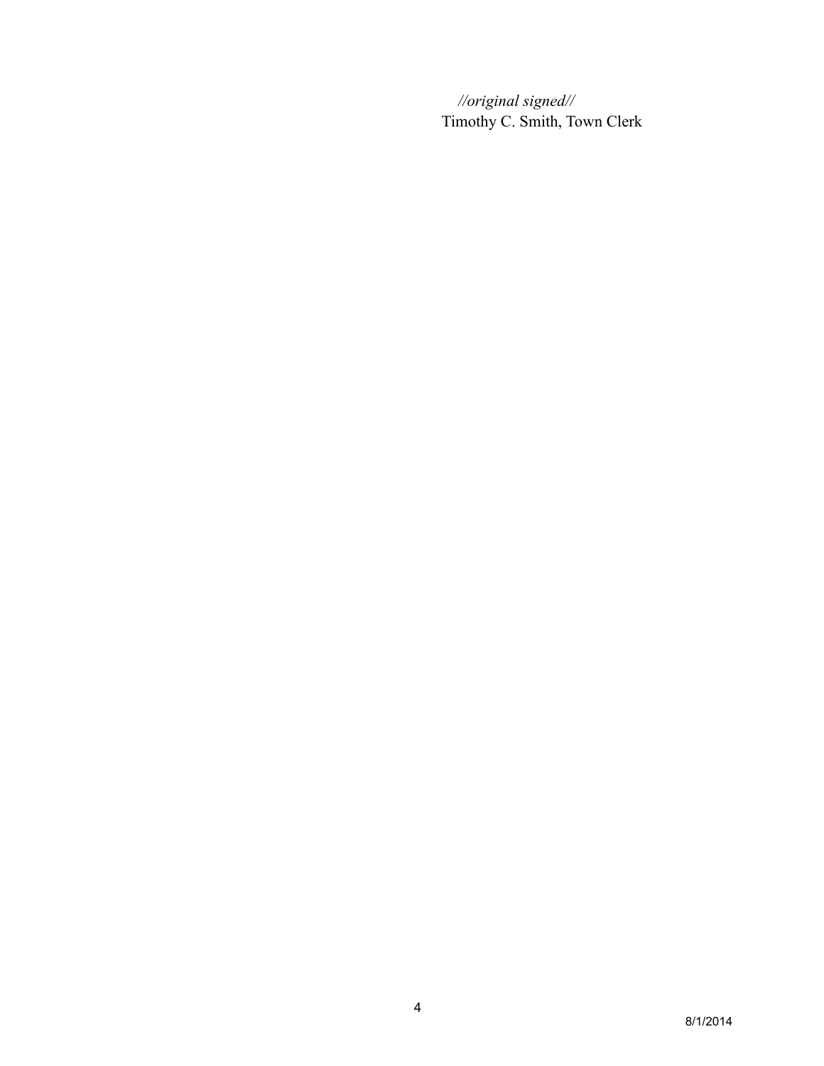*//original signed//*
Timothy C. Smith, Town Clerk